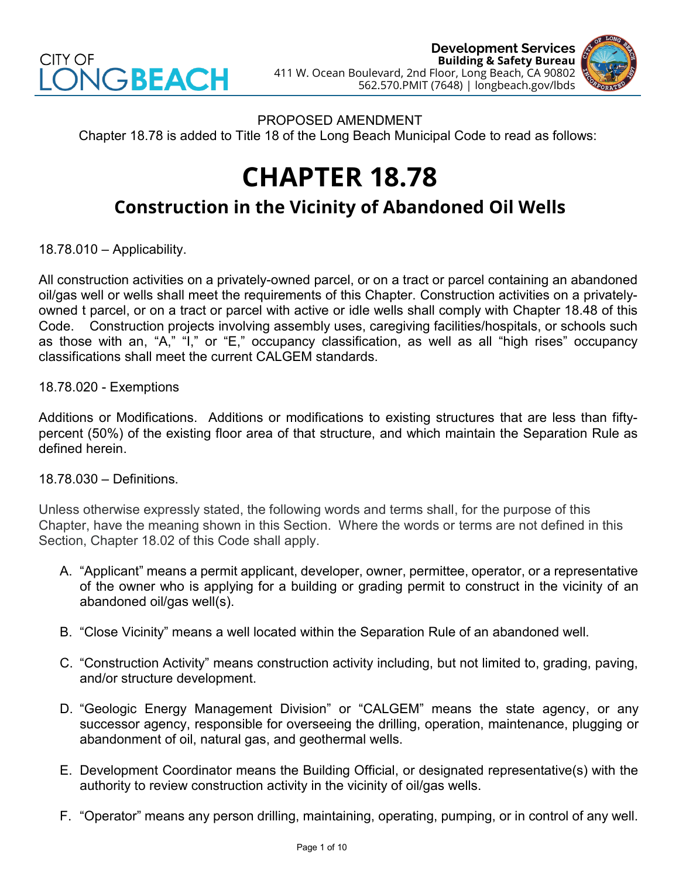CITY OF LONG BEACH

**Development Services**
**Building & Safety Bureau**
411 W. Ocean Boulevard, 2nd Floor, Long Beach, CA 90802
562.570.PMIT (7648) | longbeach.gov/lbds

PROPOSED AMENDMENT
Chapter 18.78 is added to Title 18 of the Long Beach Municipal Code to read as follows:

# CHAPTER 18.78

## Construction in the Vicinity of Abandoned Oil Wells

18.78.010 – Applicability.

All construction activities on a privately-owned parcel, or on a tract or parcel containing an abandoned oil/gas well or wells shall meet the requirements of this Chapter. Construction activities on a privately-owned t parcel, or on a tract or parcel with active or idle wells shall comply with Chapter 18.48 of this Code. Construction projects involving assembly uses, caregiving facilities/hospitals, or schools such as those with an, "A," "I," or "E," occupancy classification, as well as all "high rises" occupancy classifications shall meet the current CALGEM standards.

18.78.020 - Exemptions

Additions or Modifications. Additions or modifications to existing structures that are less than fifty-percent (50%) of the existing floor area of that structure, and which maintain the Separation Rule as defined herein.

18.78.030 – Definitions.

Unless otherwise expressly stated, the following words and terms shall, for the purpose of this Chapter, have the meaning shown in this Section. Where the words or terms are not defined in this Section, Chapter 18.02 of this Code shall apply.

A. "Applicant" means a permit applicant, developer, owner, permittee, operator, or a representative of the owner who is applying for a building or grading permit to construct in the vicinity of an abandoned oil/gas well(s).

B. "Close Vicinity" means a well located within the Separation Rule of an abandoned well.

C. "Construction Activity" means construction activity including, but not limited to, grading, paving, and/or structure development.

D. "Geologic Energy Management Division" or "CALGEM" means the state agency, or any successor agency, responsible for overseeing the drilling, operation, maintenance, plugging or abandonment of oil, natural gas, and geothermal wells.

E. Development Coordinator means the Building Official, or designated representative(s) with the authority to review construction activity in the vicinity of oil/gas wells.

F. "Operator" means any person drilling, maintaining, operating, pumping, or in control of any well.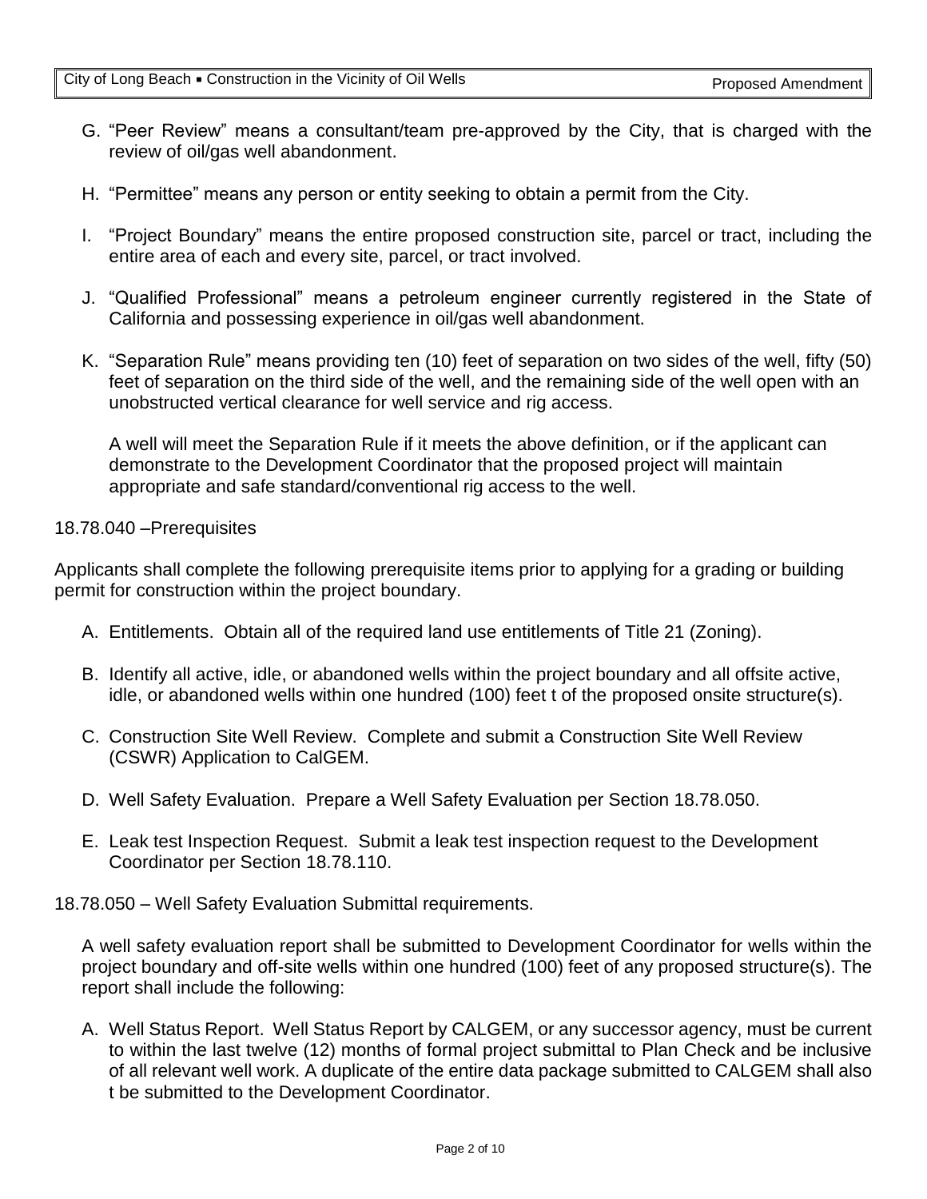G. "Peer Review" means a consultant/team pre-approved by the City, that is charged with the review of oil/gas well abandonment.

H. "Permittee" means any person or entity seeking to obtain a permit from the City.

I. "Project Boundary" means the entire proposed construction site, parcel or tract, including the entire area of each and every site, parcel, or tract involved.

J. "Qualified Professional" means a petroleum engineer currently registered in the State of California and possessing experience in oil/gas well abandonment.

K. "Separation Rule" means providing ten (10) feet of separation on two sides of the well, fifty (50) feet of separation on the third side of the well, and the remaining side of the well open with an unobstructed vertical clearance for well service and rig access.

   A well will meet the Separation Rule if it meets the above definition, or if the applicant can demonstrate to the Development Coordinator that the proposed project will maintain appropriate and safe standard/conventional rig access to the well.

18.78.040 –Prerequisites

Applicants shall complete the following prerequisite items prior to applying for a grading or building permit for construction within the project boundary.

A. Entitlements. Obtain all of the required land use entitlements of Title 21 (Zoning).

B. Identify all active, idle, or abandoned wells within the project boundary and all offsite active, idle, or abandoned wells within one hundred (100) feet t of the proposed onsite structure(s).

C. Construction Site Well Review. Complete and submit a Construction Site Well Review (CSWR) Application to CalGEM.

D. Well Safety Evaluation. Prepare a Well Safety Evaluation per Section 18.78.050.

E. Leak test Inspection Request. Submit a leak test inspection request to the Development Coordinator per Section 18.78.110.

18.78.050 – Well Safety Evaluation Submittal requirements.

A well safety evaluation report shall be submitted to Development Coordinator for wells within the project boundary and off-site wells within one hundred (100) feet of any proposed structure(s). The report shall include the following:

A. Well Status Report. Well Status Report by CALGEM, or any successor agency, must be current to within the last twelve (12) months of formal project submittal to Plan Check and be inclusive of all relevant well work. A duplicate of the entire data package submitted to CALGEM shall also t be submitted to the Development Coordinator.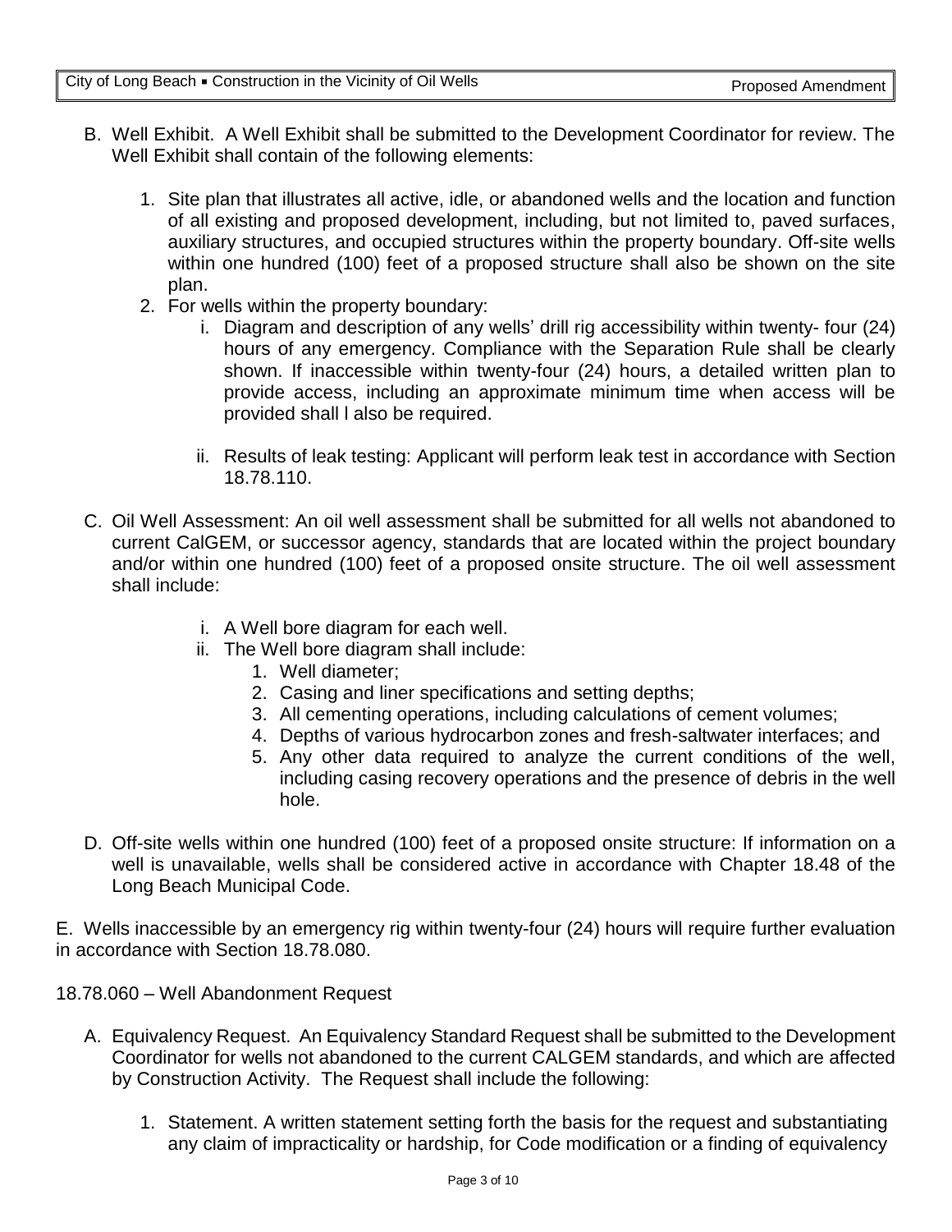B. Well Exhibit. A Well Exhibit shall be submitted to the Development Coordinator for review. The Well Exhibit shall contain of the following elements:

1. Site plan that illustrates all active, idle, or abandoned wells and the location and function of all existing and proposed development, including, but not limited to, paved surfaces, auxiliary structures, and occupied structures within the property boundary. Off-site wells within one hundred (100) feet of a proposed structure shall also be shown on the site plan.
2. For wells within the property boundary:
   i. Diagram and description of any wells' drill rig accessibility within twenty- four (24) hours of any emergency. Compliance with the Separation Rule shall be clearly shown. If inaccessible within twenty-four (24) hours, a detailed written plan to provide access, including an approximate minimum time when access will be provided shall l also be required.

   ii. Results of leak testing: Applicant will perform leak test in accordance with Section 18.78.110.

C. Oil Well Assessment: An oil well assessment shall be submitted for all wells not abandoned to current CalGEM, or successor agency, standards that are located within the project boundary and/or within one hundred (100) feet of a proposed onsite structure. The oil well assessment shall include:

   i. A Well bore diagram for each well.
   ii. The Well bore diagram shall include:
      1. Well diameter;
      2. Casing and liner specifications and setting depths;
      3. All cementing operations, including calculations of cement volumes;
      4. Depths of various hydrocarbon zones and fresh-saltwater interfaces; and
      5. Any other data required to analyze the current conditions of the well, including casing recovery operations and the presence of debris in the well hole.

D. Off-site wells within one hundred (100) feet of a proposed onsite structure: If information on a well is unavailable, wells shall be considered active in accordance with Chapter 18.48 of the Long Beach Municipal Code.

E. Wells inaccessible by an emergency rig within twenty-four (24) hours will require further evaluation in accordance with Section 18.78.080.

18.78.060 – Well Abandonment Request

A. Equivalency Request. An Equivalency Standard Request shall be submitted to the Development Coordinator for wells not abandoned to the current CALGEM standards, and which are affected by Construction Activity. The Request shall include the following:

1. Statement. A written statement setting forth the basis for the request and substantiating any claim of impracticality or hardship, for Code modification or a finding of equivalency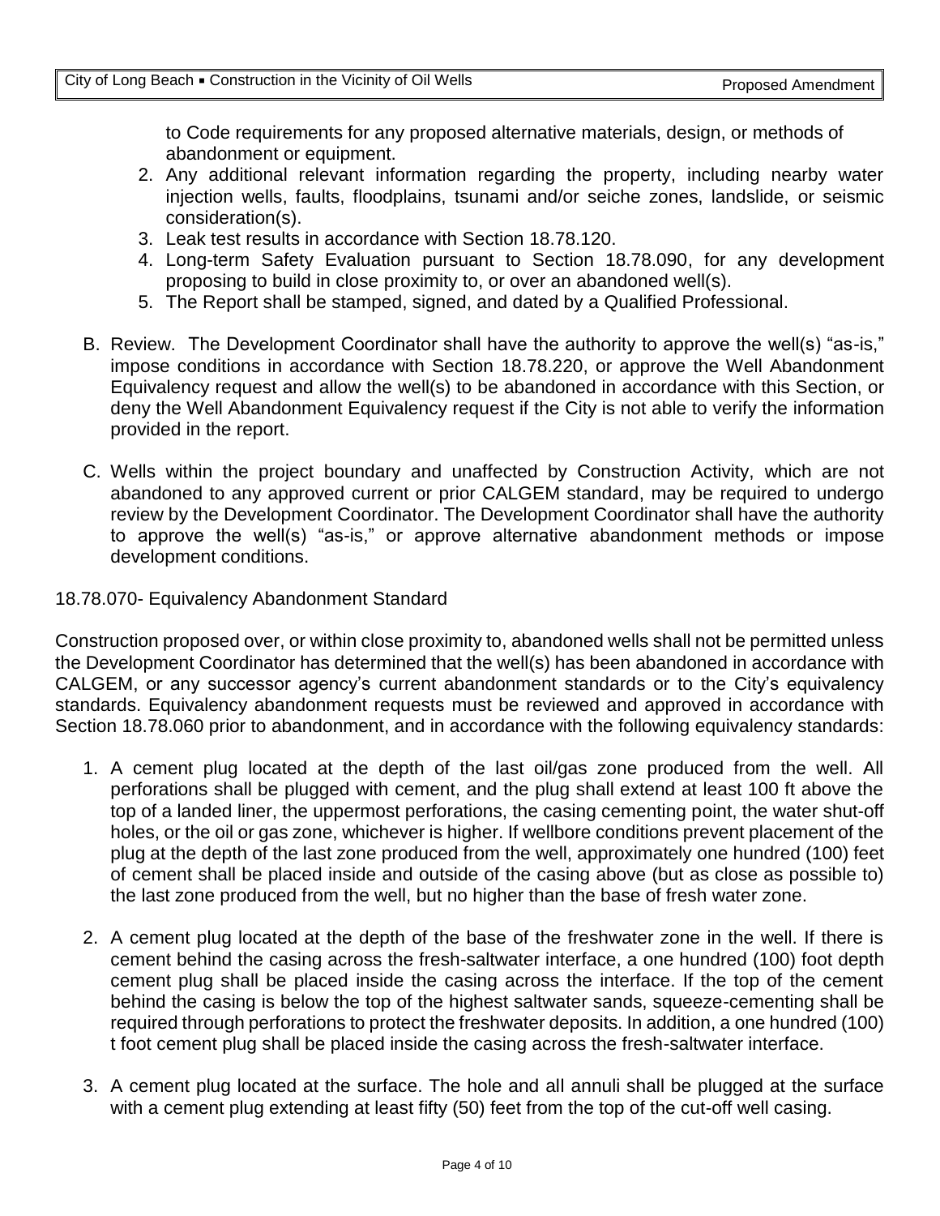to Code requirements for any proposed alternative materials, design, or methods of abandonment or equipment.

2. Any additional relevant information regarding the property, including nearby water injection wells, faults, floodplains, tsunami and/or seiche zones, landslide, or seismic consideration(s).
3. Leak test results in accordance with Section 18.78.120.
4. Long-term Safety Evaluation pursuant to Section 18.78.090, for any development proposing to build in close proximity to, or over an abandoned well(s).
5. The Report shall be stamped, signed, and dated by a Qualified Professional.

B. Review. The Development Coordinator shall have the authority to approve the well(s) "as-is," impose conditions in accordance with Section 18.78.220, or approve the Well Abandonment Equivalency request and allow the well(s) to be abandoned in accordance with this Section, or deny the Well Abandonment Equivalency request if the City is not able to verify the information provided in the report.

C. Wells within the project boundary and unaffected by Construction Activity, which are not abandoned to any approved current or prior CALGEM standard, may be required to undergo review by the Development Coordinator. The Development Coordinator shall have the authority to approve the well(s) "as-is," or approve alternative abandonment methods or impose development conditions.

18.78.070- Equivalency Abandonment Standard

Construction proposed over, or within close proximity to, abandoned wells shall not be permitted unless the Development Coordinator has determined that the well(s) has been abandoned in accordance with CALGEM, or any successor agency's current abandonment standards or to the City's equivalency standards. Equivalency abandonment requests must be reviewed and approved in accordance with Section 18.78.060 prior to abandonment, and in accordance with the following equivalency standards:

1. A cement plug located at the depth of the last oil/gas zone produced from the well. All perforations shall be plugged with cement, and the plug shall extend at least 100 ft above the top of a landed liner, the uppermost perforations, the casing cementing point, the water shut-off holes, or the oil or gas zone, whichever is higher. If wellbore conditions prevent placement of the plug at the depth of the last zone produced from the well, approximately one hundred (100) feet of cement shall be placed inside and outside of the casing above (but as close as possible to) the last zone produced from the well, but no higher than the base of fresh water zone.

2. A cement plug located at the depth of the base of the freshwater zone in the well. If there is cement behind the casing across the fresh-saltwater interface, a one hundred (100) foot depth cement plug shall be placed inside the casing across the interface. If the top of the cement behind the casing is below the top of the highest saltwater sands, squeeze-cementing shall be required through perforations to protect the freshwater deposits. In addition, a one hundred (100) t foot cement plug shall be placed inside the casing across the fresh-saltwater interface.

3. A cement plug located at the surface. The hole and all annuli shall be plugged at the surface with a cement plug extending at least fifty (50) feet from the top of the cut-off well casing.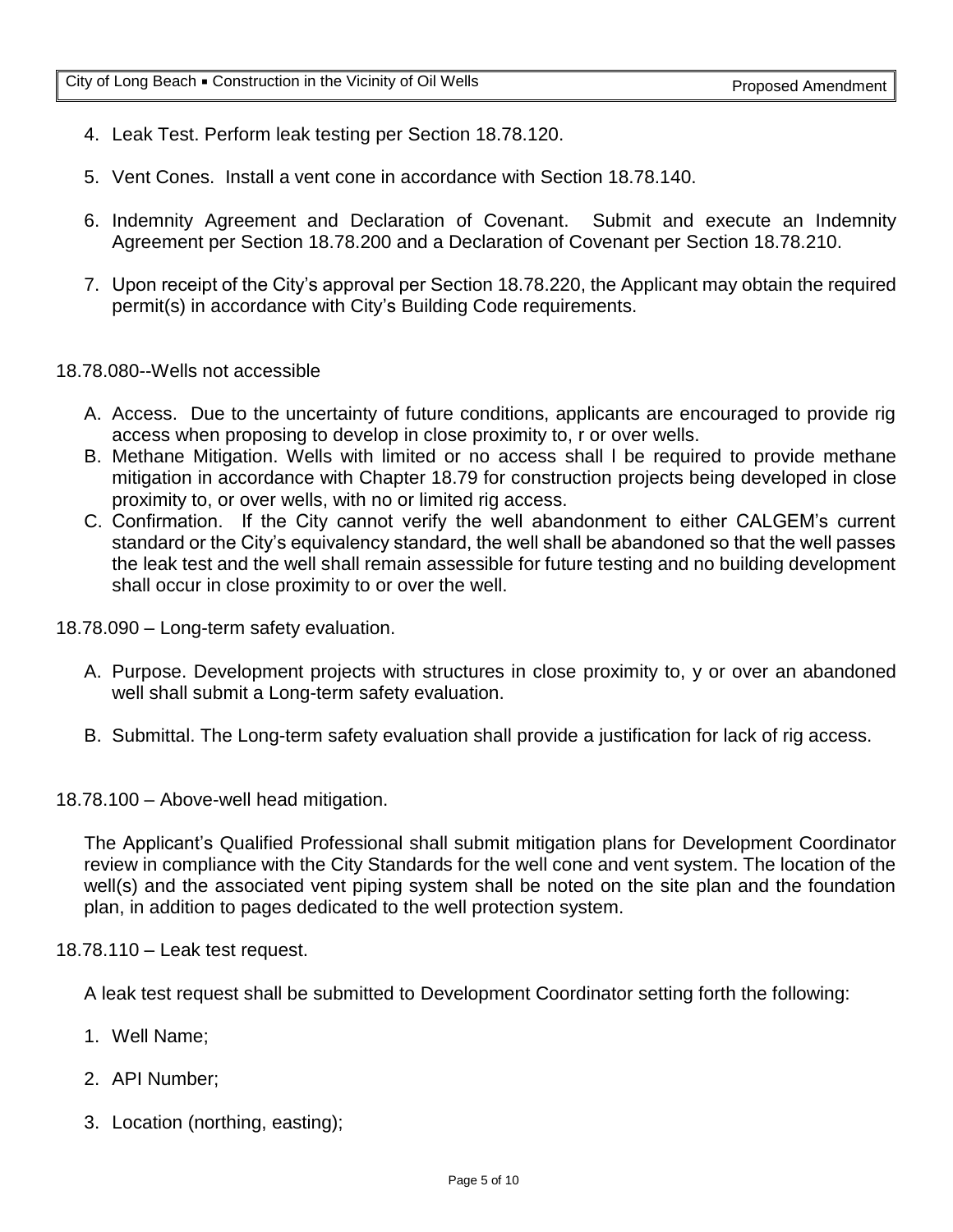4. Leak Test. Perform leak testing per Section 18.78.120.

5. Vent Cones. Install a vent cone in accordance with Section 18.78.140.

6. Indemnity Agreement and Declaration of Covenant. Submit and execute an Indemnity Agreement per Section 18.78.200 and a Declaration of Covenant per Section 18.78.210.

7. Upon receipt of the City's approval per Section 18.78.220, the Applicant may obtain the required permit(s) in accordance with City's Building Code requirements.

18.78.080--Wells not accessible

A. Access. Due to the uncertainty of future conditions, applicants are encouraged to provide rig access when proposing to develop in close proximity to, r or over wells.
B. Methane Mitigation. Wells with limited or no access shall l be required to provide methane mitigation in accordance with Chapter 18.79 for construction projects being developed in close proximity to, or over wells, with no or limited rig access.
C. Confirmation. If the City cannot verify the well abandonment to either CALGEM's current standard or the City's equivalency standard, the well shall be abandoned so that the well passes the leak test and the well shall remain assessible for future testing and no building development shall occur in close proximity to or over the well.

18.78.090 – Long-term safety evaluation.

A. Purpose. Development projects with structures in close proximity to, y or over an abandoned well shall submit a Long-term safety evaluation.

B. Submittal. The Long-term safety evaluation shall provide a justification for lack of rig access.

18.78.100 – Above-well head mitigation.

The Applicant's Qualified Professional shall submit mitigation plans for Development Coordinator review in compliance with the City Standards for the well cone and vent system. The location of the well(s) and the associated vent piping system shall be noted on the site plan and the foundation plan, in addition to pages dedicated to the well protection system.

18.78.110 – Leak test request.

A leak test request shall be submitted to Development Coordinator setting forth the following:

1. Well Name;

2. API Number;

3. Location (northing, easting);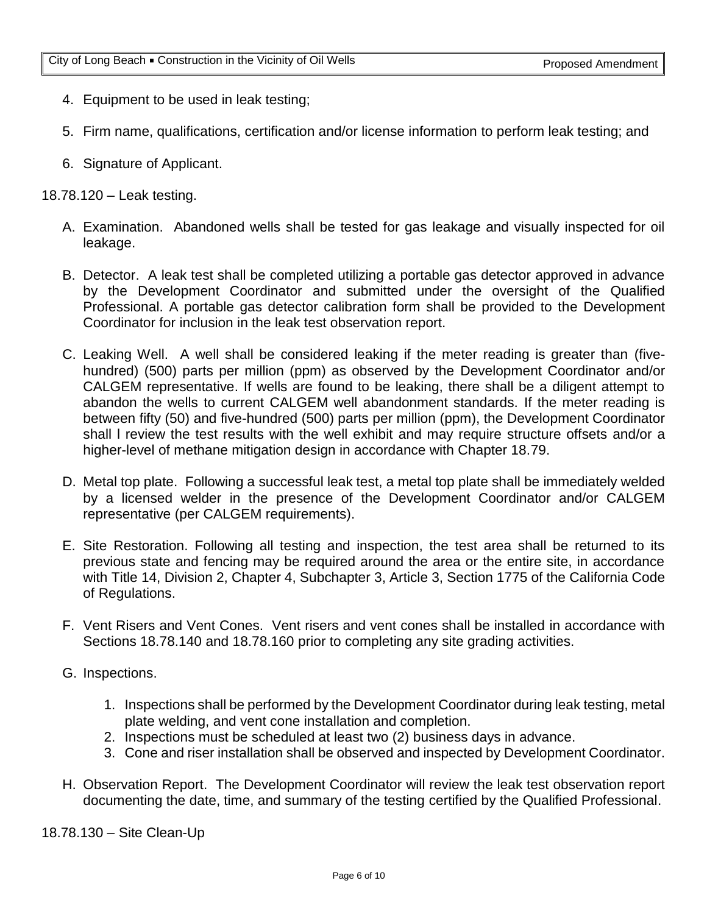4. Equipment to be used in leak testing;

5. Firm name, qualifications, certification and/or license information to perform leak testing; and

6. Signature of Applicant.

18.78.120 – Leak testing.

A. Examination. Abandoned wells shall be tested for gas leakage and visually inspected for oil leakage.

B. Detector. A leak test shall be completed utilizing a portable gas detector approved in advance by the Development Coordinator and submitted under the oversight of the Qualified Professional. A portable gas detector calibration form shall be provided to the Development Coordinator for inclusion in the leak test observation report.

C. Leaking Well. A well shall be considered leaking if the meter reading is greater than (five-hundred) (500) parts per million (ppm) as observed by the Development Coordinator and/or CALGEM representative. If wells are found to be leaking, there shall be a diligent attempt to abandon the wells to current CALGEM well abandonment standards. If the meter reading is between fifty (50) and five-hundred (500) parts per million (ppm), the Development Coordinator shall l review the test results with the well exhibit and may require structure offsets and/or a higher-level of methane mitigation design in accordance with Chapter 18.79.

D. Metal top plate. Following a successful leak test, a metal top plate shall be immediately welded by a licensed welder in the presence of the Development Coordinator and/or CALGEM representative (per CALGEM requirements).

E. Site Restoration. Following all testing and inspection, the test area shall be returned to its previous state and fencing may be required around the area or the entire site, in accordance with Title 14, Division 2, Chapter 4, Subchapter 3, Article 3, Section 1775 of the California Code of Regulations.

F. Vent Risers and Vent Cones. Vent risers and vent cones shall be installed in accordance with Sections 18.78.140 and 18.78.160 prior to completing any site grading activities.

G. Inspections.

   1. Inspections shall be performed by the Development Coordinator during leak testing, metal plate welding, and vent cone installation and completion.
   2. Inspections must be scheduled at least two (2) business days in advance.
   3. Cone and riser installation shall be observed and inspected by Development Coordinator.

H. Observation Report. The Development Coordinator will review the leak test observation report documenting the date, time, and summary of the testing certified by the Qualified Professional.

18.78.130 – Site Clean-Up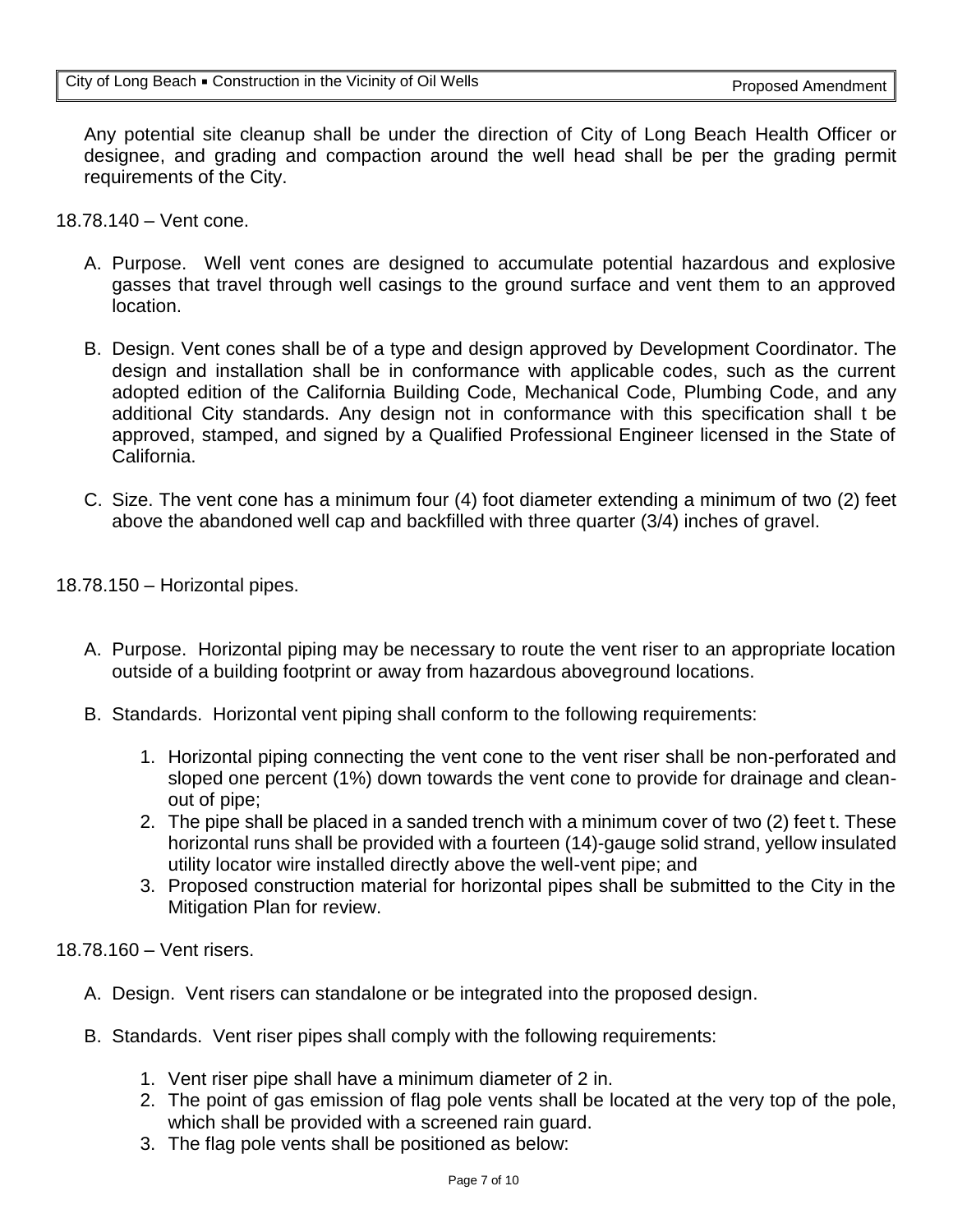Any potential site cleanup shall be under the direction of City of Long Beach Health Officer or designee, and grading and compaction around the well head shall be per the grading permit requirements of the City.

18.78.140 – Vent cone.

A. Purpose. Well vent cones are designed to accumulate potential hazardous and explosive gasses that travel through well casings to the ground surface and vent them to an approved location.

B. Design. Vent cones shall be of a type and design approved by Development Coordinator. The design and installation shall be in conformance with applicable codes, such as the current adopted edition of the California Building Code, Mechanical Code, Plumbing Code, and any additional City standards. Any design not in conformance with this specification shall t be approved, stamped, and signed by a Qualified Professional Engineer licensed in the State of California.

C. Size. The vent cone has a minimum four (4) foot diameter extending a minimum of two (2) feet above the abandoned well cap and backfilled with three quarter (3/4) inches of gravel.

18.78.150 – Horizontal pipes.

A. Purpose. Horizontal piping may be necessary to route the vent riser to an appropriate location outside of a building footprint or away from hazardous aboveground locations.

B. Standards. Horizontal vent piping shall conform to the following requirements:

1. Horizontal piping connecting the vent cone to the vent riser shall be non-perforated and sloped one percent (1%) down towards the vent cone to provide for drainage and clean-out of pipe;
2. The pipe shall be placed in a sanded trench with a minimum cover of two (2) feet t. These horizontal runs shall be provided with a fourteen (14)-gauge solid strand, yellow insulated utility locator wire installed directly above the well-vent pipe; and
3. Proposed construction material for horizontal pipes shall be submitted to the City in the Mitigation Plan for review.

18.78.160 – Vent risers.

A. Design. Vent risers can standalone or be integrated into the proposed design.

B. Standards. Vent riser pipes shall comply with the following requirements:

1. Vent riser pipe shall have a minimum diameter of 2 in.
2. The point of gas emission of flag pole vents shall be located at the very top of the pole, which shall be provided with a screened rain guard.
3. The flag pole vents shall be positioned as below: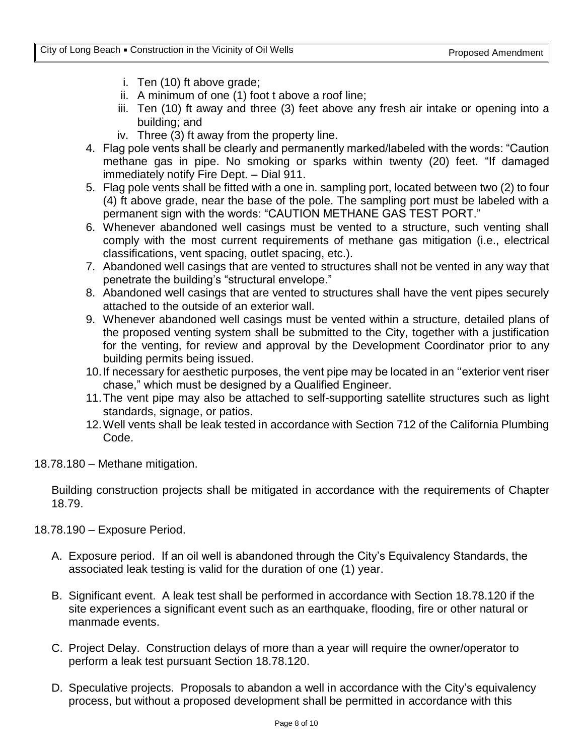i. Ten (10) ft above grade;
ii. A minimum of one (1) foot t above a roof line;
iii. Ten (10) ft away and three (3) feet above any fresh air intake or opening into a building; and
iv. Three (3) ft away from the property line.

4. Flag pole vents shall be clearly and permanently marked/labeled with the words: "Caution methane gas in pipe. No smoking or sparks within twenty (20) feet. "If damaged immediately notify Fire Dept. – Dial 911.
5. Flag pole vents shall be fitted with a one in. sampling port, located between two (2) to four (4) ft above grade, near the base of the pole. The sampling port must be labeled with a permanent sign with the words: "CAUTION METHANE GAS TEST PORT."
6. Whenever abandoned well casings must be vented to a structure, such venting shall comply with the most current requirements of methane gas mitigation (i.e., electrical classifications, vent spacing, outlet spacing, etc.).
7. Abandoned well casings that are vented to structures shall not be vented in any way that penetrate the building's "structural envelope."
8. Abandoned well casings that are vented to structures shall have the vent pipes securely attached to the outside of an exterior wall.
9. Whenever abandoned well casings must be vented within a structure, detailed plans of the proposed venting system shall be submitted to the City, together with a justification for the venting, for review and approval by the Development Coordinator prior to any building permits being issued.
10. If necessary for aesthetic purposes, the vent pipe may be located in an ''exterior vent riser chase," which must be designed by a Qualified Engineer.
11. The vent pipe may also be attached to self-supporting satellite structures such as light standards, signage, or patios.
12. Well vents shall be leak tested in accordance with Section 712 of the California Plumbing Code.

18.78.180 – Methane mitigation.

Building construction projects shall be mitigated in accordance with the requirements of Chapter 18.79.

18.78.190 – Exposure Period.

A. Exposure period. If an oil well is abandoned through the City's Equivalency Standards, the associated leak testing is valid for the duration of one (1) year.

B. Significant event. A leak test shall be performed in accordance with Section 18.78.120 if the site experiences a significant event such as an earthquake, flooding, fire or other natural or manmade events.

C. Project Delay. Construction delays of more than a year will require the owner/operator to perform a leak test pursuant Section 18.78.120.

D. Speculative projects. Proposals to abandon a well in accordance with the City's equivalency process, but without a proposed development shall be permitted in accordance with this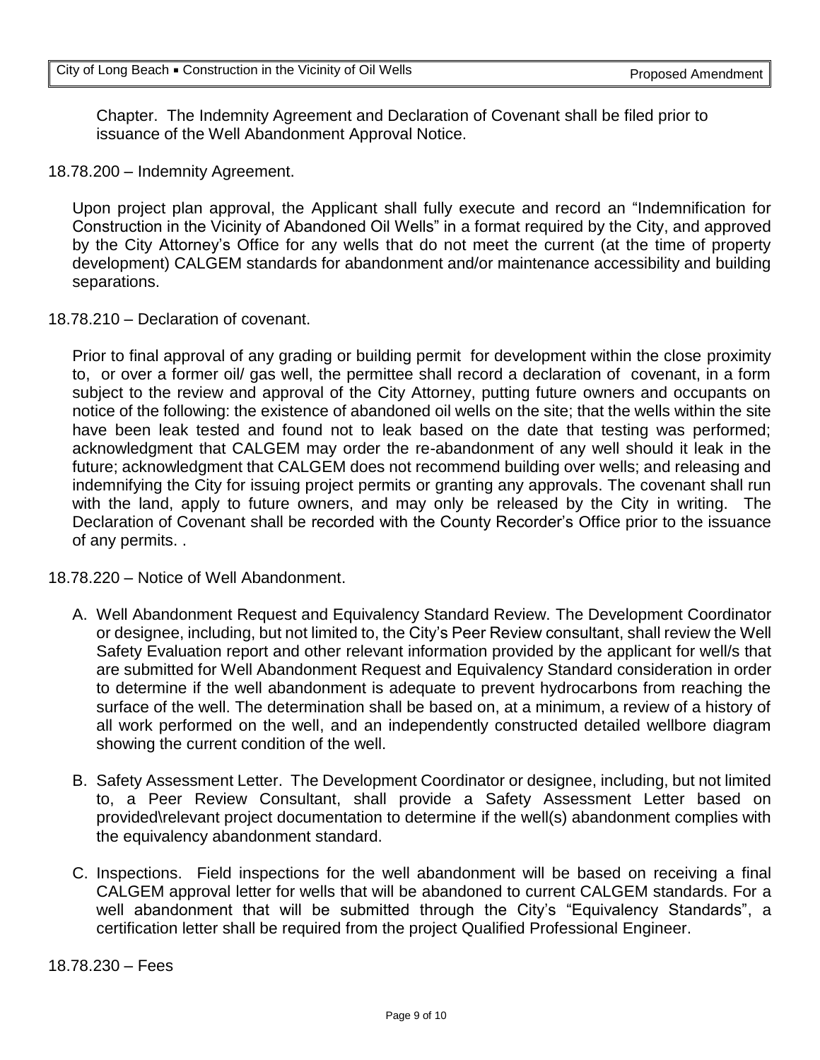Chapter. The Indemnity Agreement and Declaration of Covenant shall be filed prior to issuance of the Well Abandonment Approval Notice.

18.78.200 – Indemnity Agreement.

Upon project plan approval, the Applicant shall fully execute and record an "Indemnification for Construction in the Vicinity of Abandoned Oil Wells" in a format required by the City, and approved by the City Attorney's Office for any wells that do not meet the current (at the time of property development) CALGEM standards for abandonment and/or maintenance accessibility and building separations.

18.78.210 – Declaration of covenant.

Prior to final approval of any grading or building permit for development within the close proximity to, or over a former oil/ gas well, the permittee shall record a declaration of covenant, in a form subject to the review and approval of the City Attorney, putting future owners and occupants on notice of the following: the existence of abandoned oil wells on the site; that the wells within the site have been leak tested and found not to leak based on the date that testing was performed; acknowledgment that CALGEM may order the re-abandonment of any well should it leak in the future; acknowledgment that CALGEM does not recommend building over wells; and releasing and indemnifying the City for issuing project permits or granting any approvals. The covenant shall run with the land, apply to future owners, and may only be released by the City in writing. The Declaration of Covenant shall be recorded with the County Recorder's Office prior to the issuance of any permits. .

18.78.220 – Notice of Well Abandonment.

A. Well Abandonment Request and Equivalency Standard Review. The Development Coordinator or designee, including, but not limited to, the City's Peer Review consultant, shall review the Well Safety Evaluation report and other relevant information provided by the applicant for well/s that are submitted for Well Abandonment Request and Equivalency Standard consideration in order to determine if the well abandonment is adequate to prevent hydrocarbons from reaching the surface of the well. The determination shall be based on, at a minimum, a review of a history of all work performed on the well, and an independently constructed detailed wellbore diagram showing the current condition of the well.

B. Safety Assessment Letter. The Development Coordinator or designee, including, but not limited to, a Peer Review Consultant, shall provide a Safety Assessment Letter based on provided\relevant project documentation to determine if the well(s) abandonment complies with the equivalency abandonment standard.

C. Inspections. Field inspections for the well abandonment will be based on receiving a final CALGEM approval letter for wells that will be abandoned to current CALGEM standards. For a well abandonment that will be submitted through the City's "Equivalency Standards", a certification letter shall be required from the project Qualified Professional Engineer.

18.78.230 – Fees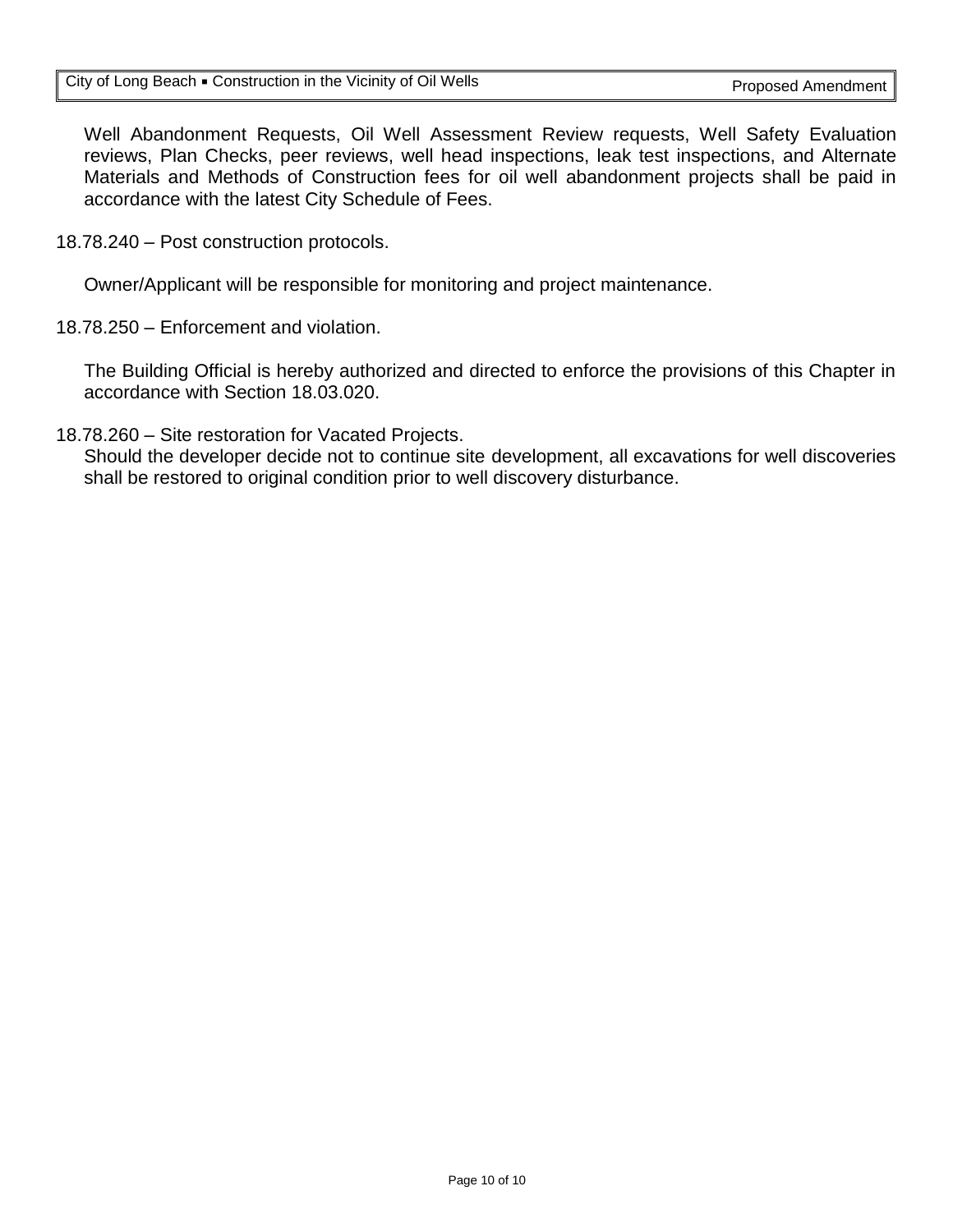Well Abandonment Requests, Oil Well Assessment Review requests, Well Safety Evaluation reviews, Plan Checks, peer reviews, well head inspections, leak test inspections, and Alternate Materials and Methods of Construction fees for oil well abandonment projects shall be paid in accordance with the latest City Schedule of Fees.

18.78.240 – Post construction protocols.

Owner/Applicant will be responsible for monitoring and project maintenance.

18.78.250 – Enforcement and violation.

The Building Official is hereby authorized and directed to enforce the provisions of this Chapter in accordance with Section 18.03.020.

18.78.260 – Site restoration for Vacated Projects.

Should the developer decide not to continue site development, all excavations for well discoveries shall be restored to original condition prior to well discovery disturbance.